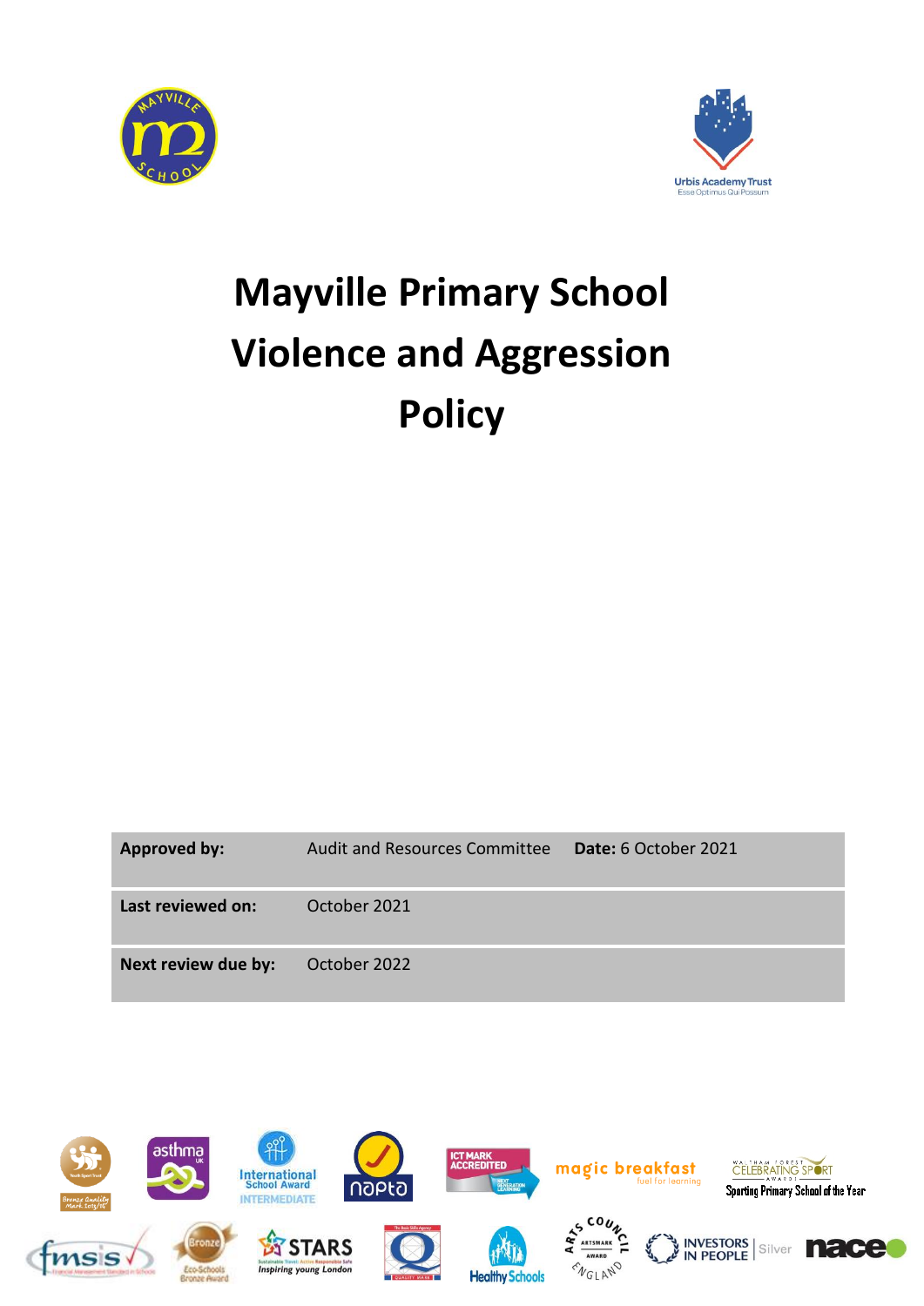# Mayville Primary School Violence and Aggression Policy

| | | |
|---|---|---|
| **Approved by:** | Audit and Resources Committee | **Date:** 6 October 2021 |
| **Last reviewed on:** | October 2021 | |
| **Next review due by:** | October 2022 | |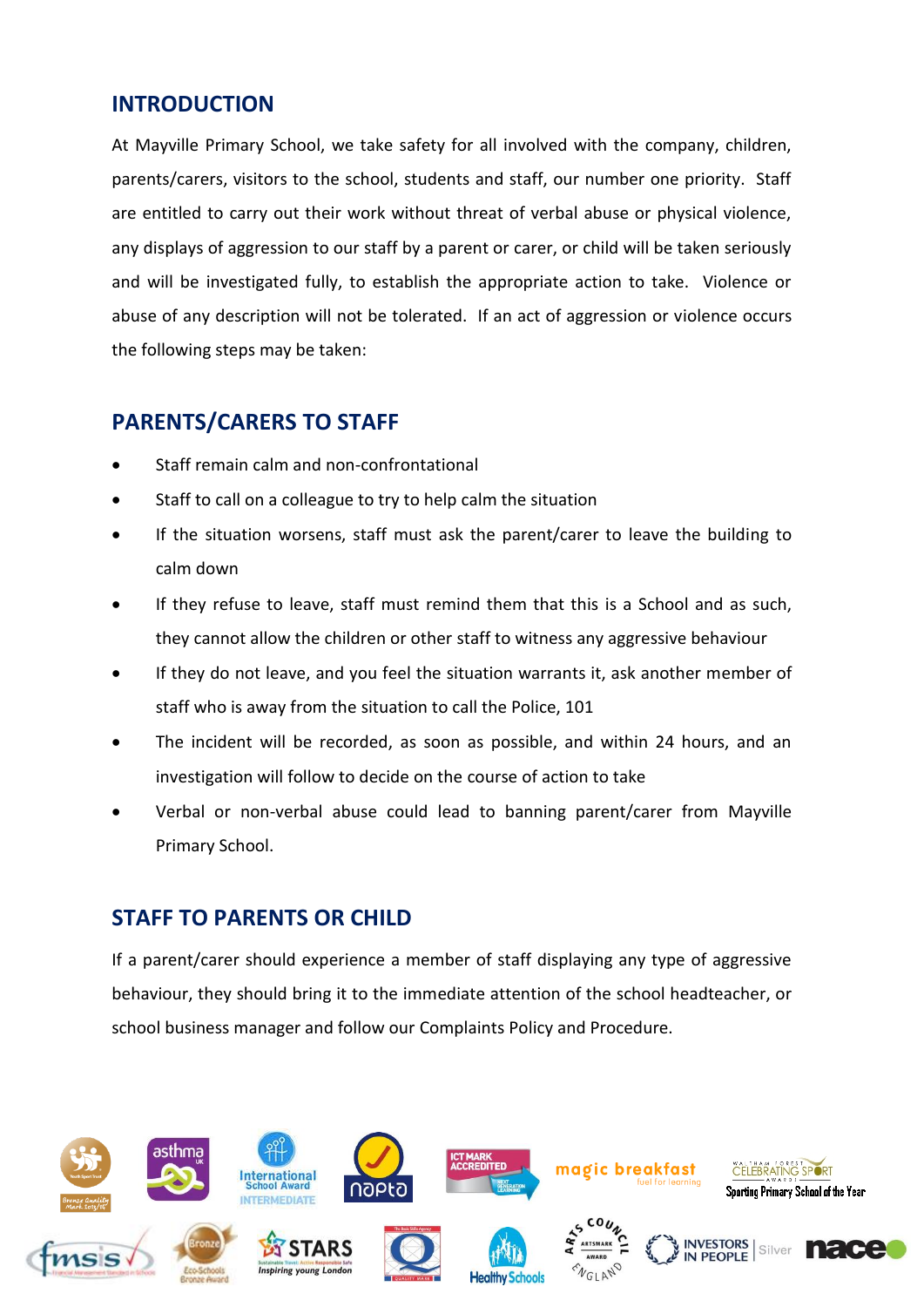## INTRODUCTION

At Mayville Primary School, we take safety for all involved with the company, children, parents/carers, visitors to the school, students and staff, our number one priority. Staff are entitled to carry out their work without threat of verbal abuse or physical violence, any displays of aggression to our staff by a parent or carer, or child will be taken seriously and will be investigated fully, to establish the appropriate action to take. Violence or abuse of any description will not be tolerated. If an act of aggression or violence occurs the following steps may be taken:

## PARENTS/CARERS TO STAFF

- Staff remain calm and non-confrontational
- Staff to call on a colleague to try to help calm the situation
- If the situation worsens, staff must ask the parent/carer to leave the building to calm down
- If they refuse to leave, staff must remind them that this is a School and as such, they cannot allow the children or other staff to witness any aggressive behaviour
- If they do not leave, and you feel the situation warrants it, ask another member of staff who is away from the situation to call the Police, 101
- The incident will be recorded, as soon as possible, and within 24 hours, and an investigation will follow to decide on the course of action to take
- Verbal or non-verbal abuse could lead to banning parent/carer from Mayville Primary School.

## STAFF TO PARENTS OR CHILD

If a parent/carer should experience a member of staff displaying any type of aggressive behaviour, they should bring it to the immediate attention of the school headteacher, or school business manager and follow our Complaints Policy and Procedure.